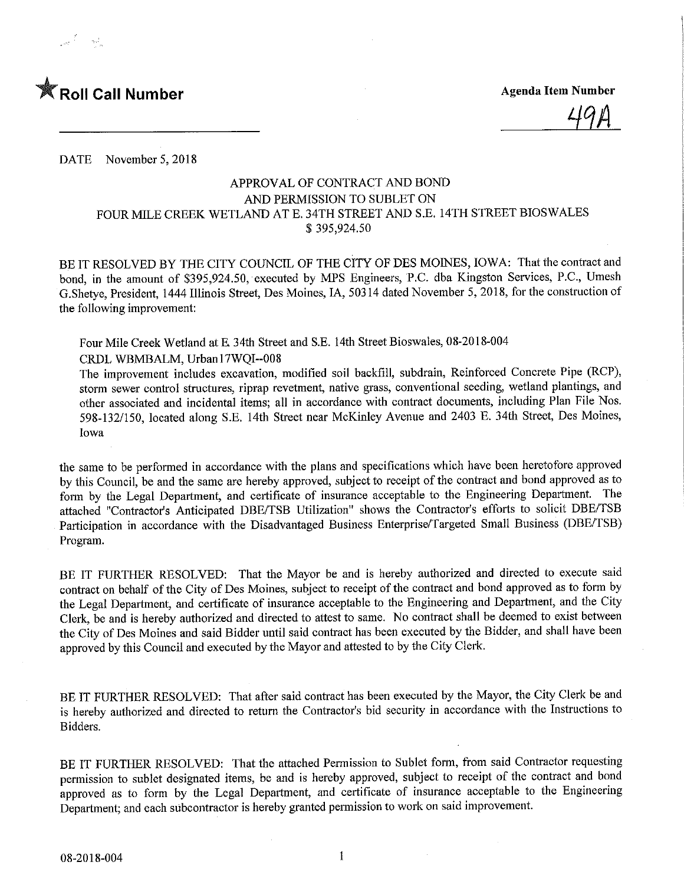★ **Roll Call Number**

**Agenda Item Number**

49A

DATE November 5, 2018

APPROVAL OF CONTRACT AND BOND
AND PERMISSION TO SUBLET ON
FOUR MILE CREEK WETLAND AT E. 34TH STREET AND S.E. 14TH STREET BIOSWALES
$ 395,924.50

BE IT RESOLVED BY THE CITY COUNCIL OF THE CITY OF DES MOINES, IOWA: That the contract and bond, in the amount of $395,924.50, executed by MPS Engineers, P.C. dba Kingston Services, P.C., Umesh G.Shetye, President, 1444 Illinois Street, Des Moines, IA, 50314 dated November 5, 2018, for the construction of the following improvement:

Four Mile Creek Wetland at E 34th Street and S.E. 14th Street Bioswales, 08-2018-004
CRDL WBMBALM, Urban17WQI--008
The improvement includes excavation, modified soil backfill, subdrain, Reinforced Concrete Pipe (RCP), storm sewer control structures, riprap revetment, native grass, conventional seeding, wetland plantings, and other associated and incidental items; all in accordance with contract documents, including Plan File Nos. 598-132/150, located along S.E. 14th Street near McKinley Avenue and 2403 E. 34th Street, Des Moines, Iowa

the same to be performed in accordance with the plans and specifications which have been heretofore approved by this Council, be and the same are hereby approved, subject to receipt of the contract and bond approved as to form by the Legal Department, and certificate of insurance acceptable to the Engineering Department. The attached "Contractor's Anticipated DBE/TSB Utilization" shows the Contractor's efforts to solicit DBE/TSB Participation in accordance with the Disadvantaged Business Enterprise/Targeted Small Business (DBE/TSB) Program.

BE IT FURTHER RESOLVED: That the Mayor be and is hereby authorized and directed to execute said contract on behalf of the City of Des Moines, subject to receipt of the contract and bond approved as to form by the Legal Department, and certificate of insurance acceptable to the Engineering and Department, and the City Clerk, be and is hereby authorized and directed to attest to same. No contract shall be deemed to exist between the City of Des Moines and said Bidder until said contract has been executed by the Bidder, and shall have been approved by this Council and executed by the Mayor and attested to by the City Clerk.

BE IT FURTHER RESOLVED: That after said contract has been executed by the Mayor, the City Clerk be and is hereby authorized and directed to return the Contractor's bid security in accordance with the Instructions to Bidders.

BE IT FURTHER RESOLVED: That the attached Permission to Sublet form, from said Contractor requesting permission to sublet designated items, be and is hereby approved, subject to receipt of the contract and bond approved as to form by the Legal Department, and certificate of insurance acceptable to the Engineering Department; and each subcontractor is hereby granted permission to work on said improvement.

08-2018-004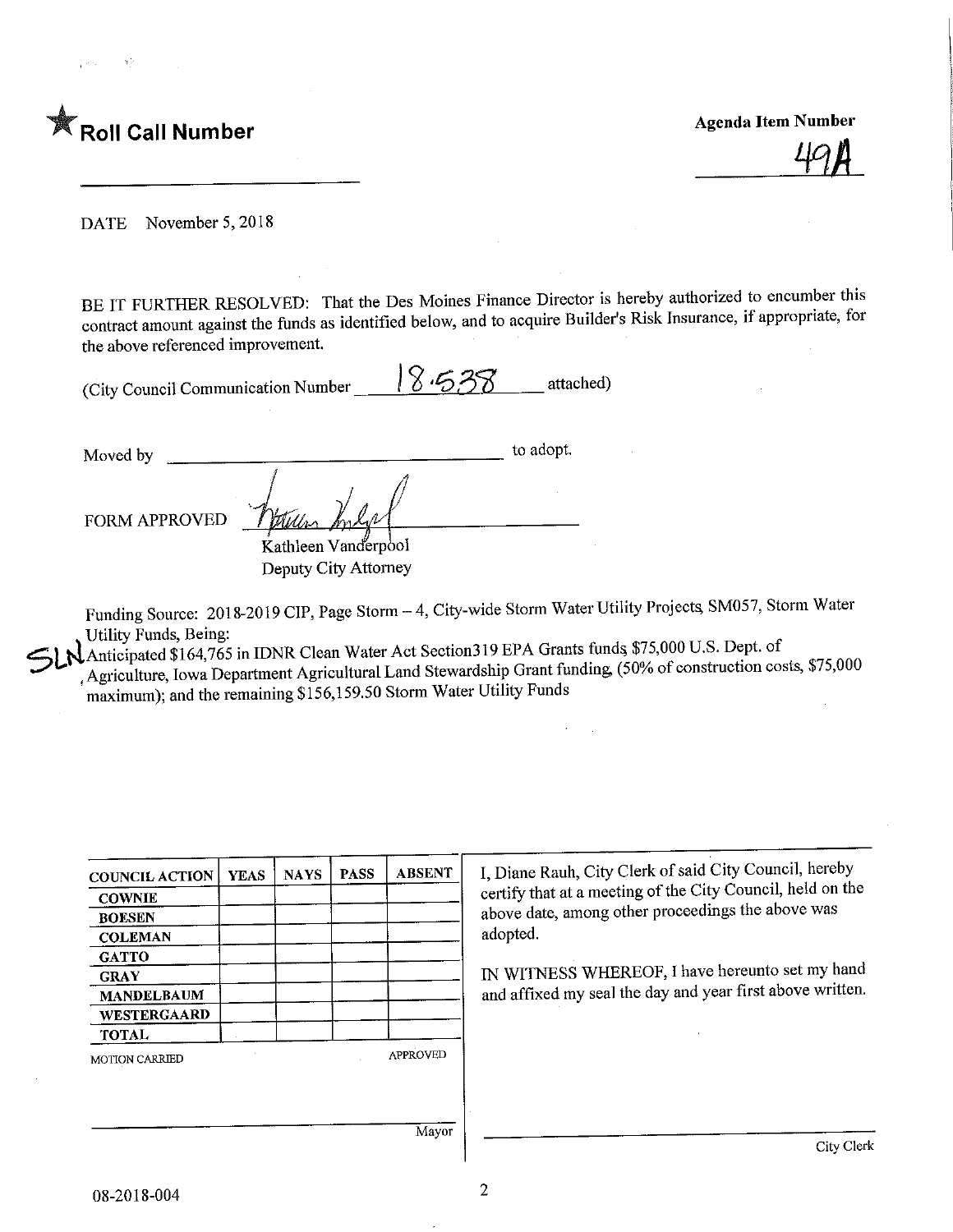★ **Roll Call Number**

**Agenda Item Number**

49A

DATE November 5, 2018

BE IT FURTHER RESOLVED: That the Des Moines Finance Director is hereby authorized to encumber this contract amount against the funds as identified below, and to acquire Builder's Risk Insurance, if appropriate, for the above referenced improvement.

(City Council Communication Number 18.538 attached)

Moved by ______________________________ to adopt.

FORM APPROVED [signature]
Kathleen Vanderpool
Deputy City Attorney

Funding Source: 2018-2019 CIP, Page Storm – 4, City-wide Storm Water Utility Projects, SM057, Storm Water Utility Funds, Being:
SLN Anticipated $164,765 in IDNR Clean Water Act Section319 EPA Grants funds, $75,000 U.S. Dept. of Agriculture, Iowa Department Agricultural Land Stewardship Grant funding, (50% of construction costs, $75,000 maximum); and the remaining $156,159.50 Storm Water Utility Funds

| COUNCIL ACTION | YEAS | NAYS | PASS | ABSENT |
|---|---|---|---|---|
| COWNIE | | | | |
| BOESEN | | | | |
| COLEMAN | | | | |
| GATTO | | | | |
| GRAY | | | | |
| MANDELBAUM | | | | |
| WESTERGAARD | | | | |
| TOTAL | | | | |

MOTION CARRIED APPROVED

______________________________ Mayor

I, Diane Rauh, City Clerk of said City Council, hereby certify that at a meeting of the City Council, held on the above date, among other proceedings the above was adopted.

IN WITNESS WHEREOF, I have hereunto set my hand and affixed my seal the day and year first above written.

______________________________ City Clerk

08-2018-004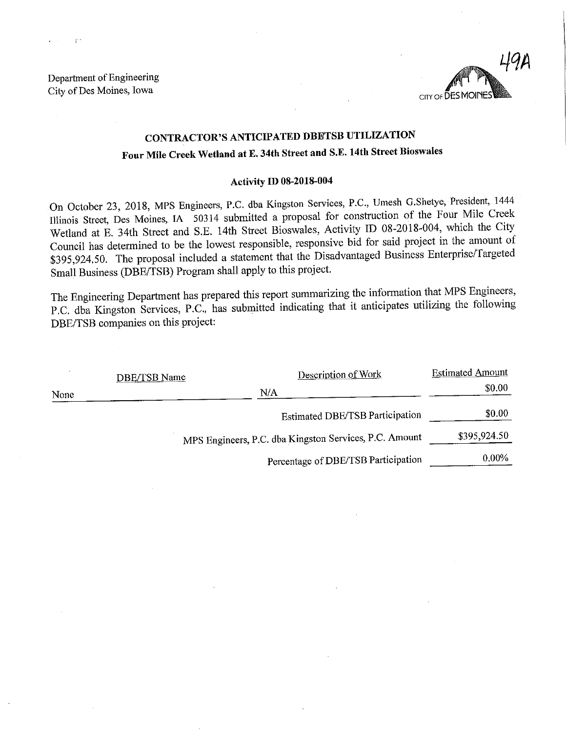Department of Engineering
City of Des Moines, Iowa

49A

CITY OF DES MOINES

## CONTRACTOR'S ANTICIPATED DBE/TSB UTILIZATION

### Four Mile Creek Wetland at E. 34th Street and S.E. 14th Street Bioswales

**Activity ID 08-2018-004**

On October 23, 2018, MPS Engineers, P.C. dba Kingston Services, P.C., Umesh G.Shetye, President, 1444 Illinois Street, Des Moines, IA 50314 submitted a proposal for construction of the Four Mile Creek Wetland at E. 34th Street and S.E. 14th Street Bioswales, Activity ID 08-2018-004, which the City Council has determined to be the lowest responsible, responsive bid for said project in the amount of $395,924.50. The proposal included a statement that the Disadvantaged Business Enterprise/Targeted Small Business (DBE/TSB) Program shall apply to this project.

The Engineering Department has prepared this report summarizing the information that MPS Engineers, P.C. dba Kingston Services, P.C., has submitted indicating that it anticipates utilizing the following DBE/TSB companies on this project:

| DBE/TSB Name | Description of Work | Estimated Amount |
|---|---|---|
| None | N/A | $0.00 |
| | Estimated DBE/TSB Participation | $0.00 |
| | MPS Engineers, P.C. dba Kingston Services, P.C. Amount | $395,924.50 |
| | Percentage of DBE/TSB Participation | 0.00% |